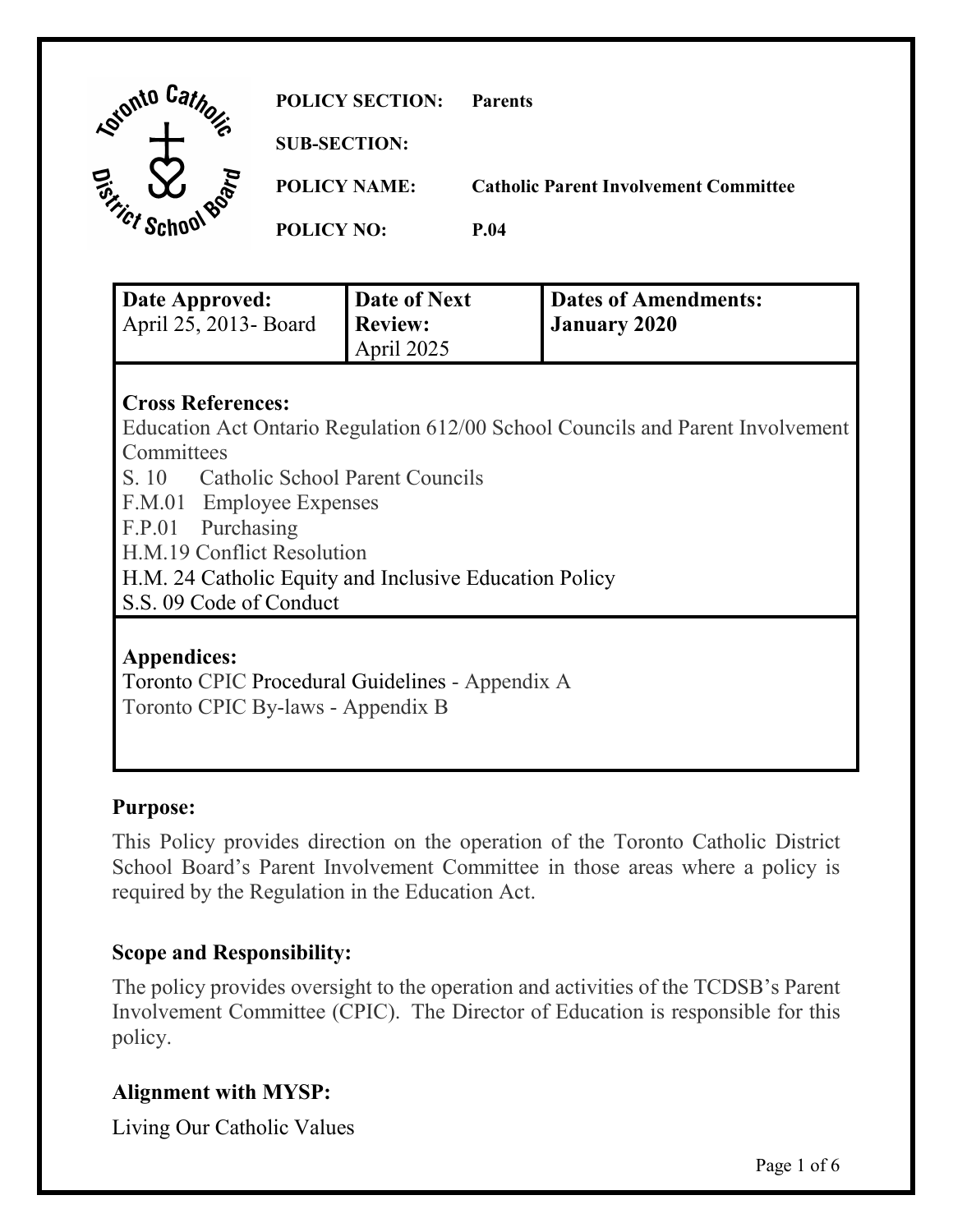**POLICY SECTION:** Parents

**SUB-SECTION:**

**POLICY NAME:** Catholic Parent Involvement Committee

**POLICY NO:** P.04

| **Date Approved:** April 25, 2013- Board | **Date of Next Review:** April 2025 | **Dates of Amendments:** **January 2020** |
|---|---|---|

**Cross References:**

Education Act Ontario Regulation 612/00 School Councils and Parent Involvement Committees
S. 10 Catholic School Parent Councils
F.M.01 Employee Expenses
F.P.01 Purchasing
H.M.19 Conflict Resolution
H.M. 24 Catholic Equity and Inclusive Education Policy
S.S. 09 Code of Conduct

**Appendices:**

Toronto CPIC Procedural Guidelines - Appendix A
Toronto CPIC By-laws - Appendix B

## Purpose:

This Policy provides direction on the operation of the Toronto Catholic District School Board's Parent Involvement Committee in those areas where a policy is required by the Regulation in the Education Act.

## Scope and Responsibility:

The policy provides oversight to the operation and activities of the TCDSB's Parent Involvement Committee (CPIC). The Director of Education is responsible for this policy.

## Alignment with MYSP:

Living Our Catholic Values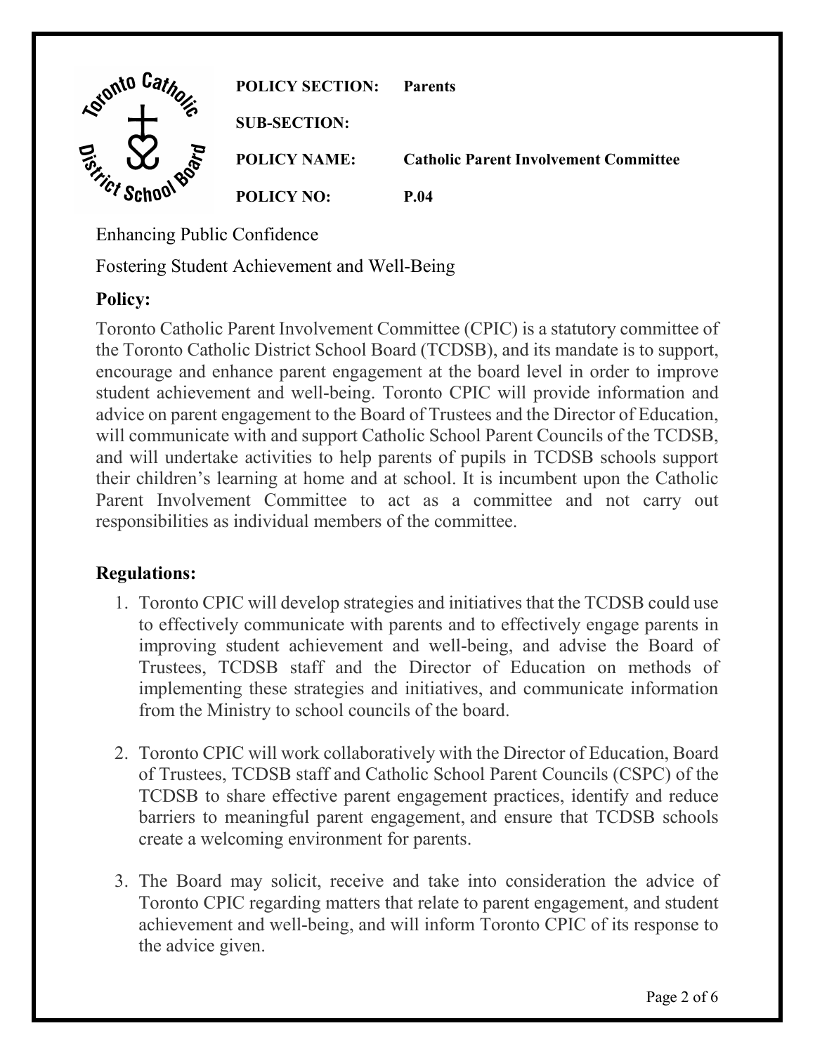| | |
|---|---|
| **POLICY SECTION:** | **Parents** |
| **SUB-SECTION:** | |
| **POLICY NAME:** | **Catholic Parent Involvement Committee** |
| **POLICY NO:** | **P.04** |

Enhancing Public Confidence

Fostering Student Achievement and Well-Being

## Policy:

Toronto Catholic Parent Involvement Committee (CPIC) is a statutory committee of the Toronto Catholic District School Board (TCDSB), and its mandate is to support, encourage and enhance parent engagement at the board level in order to improve student achievement and well-being. Toronto CPIC will provide information and advice on parent engagement to the Board of Trustees and the Director of Education, will communicate with and support Catholic School Parent Councils of the TCDSB, and will undertake activities to help parents of pupils in TCDSB schools support their children's learning at home and at school. It is incumbent upon the Catholic Parent Involvement Committee to act as a committee and not carry out responsibilities as individual members of the committee.

## Regulations:

1. Toronto CPIC will develop strategies and initiatives that the TCDSB could use to effectively communicate with parents and to effectively engage parents in improving student achievement and well-being, and advise the Board of Trustees, TCDSB staff and the Director of Education on methods of implementing these strategies and initiatives, and communicate information from the Ministry to school councils of the board.

2. Toronto CPIC will work collaboratively with the Director of Education, Board of Trustees, TCDSB staff and Catholic School Parent Councils (CSPC) of the TCDSB to share effective parent engagement practices, identify and reduce barriers to meaningful parent engagement, and ensure that TCDSB schools create a welcoming environment for parents.

3. The Board may solicit, receive and take into consideration the advice of Toronto CPIC regarding matters that relate to parent engagement, and student achievement and well-being, and will inform Toronto CPIC of its response to the advice given.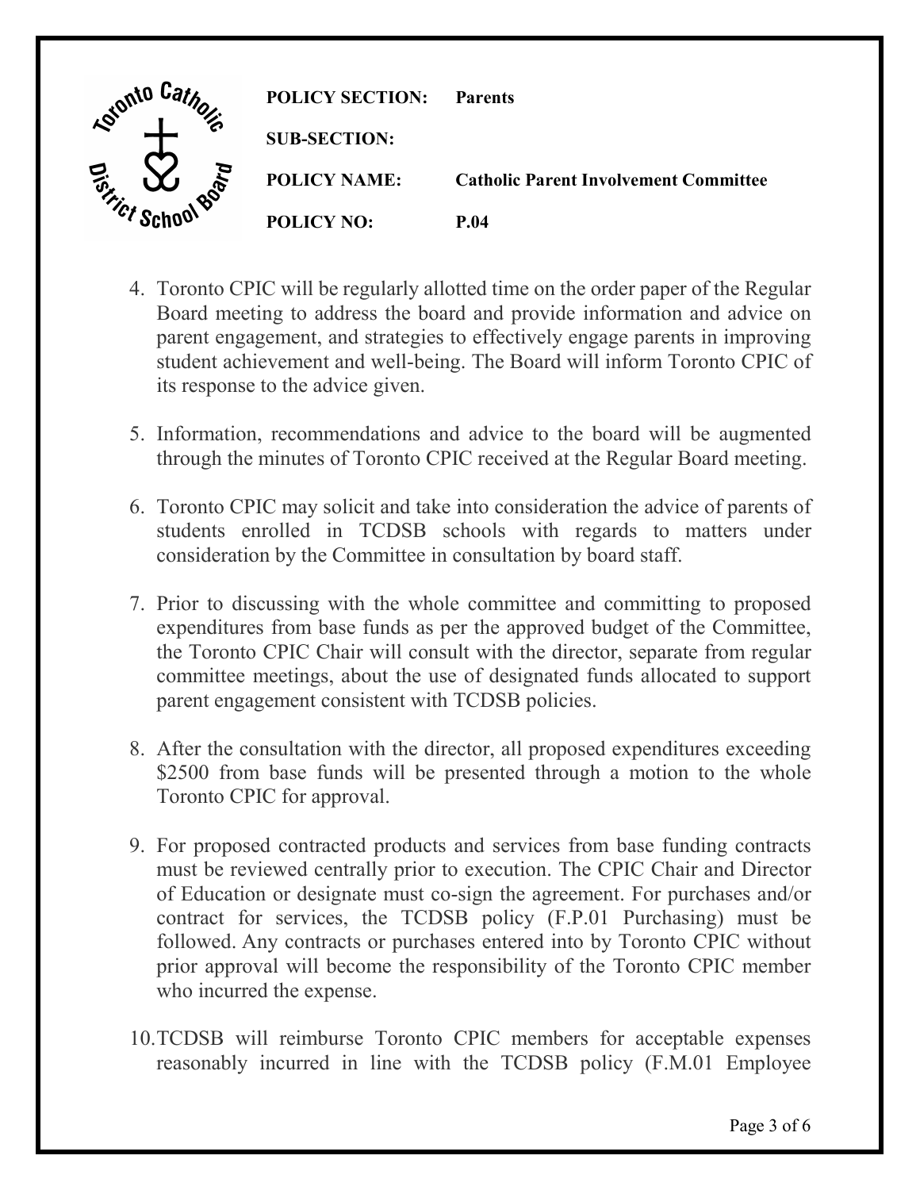4. Toronto CPIC will be regularly allotted time on the order paper of the Regular Board meeting to address the board and provide information and advice on parent engagement, and strategies to effectively engage parents in improving student achievement and well-being. The Board will inform Toronto CPIC of its response to the advice given.

5. Information, recommendations and advice to the board will be augmented through the minutes of Toronto CPIC received at the Regular Board meeting.

6. Toronto CPIC may solicit and take into consideration the advice of parents of students enrolled in TCDSB schools with regards to matters under consideration by the Committee in consultation by board staff.

7. Prior to discussing with the whole committee and committing to proposed expenditures from base funds as per the approved budget of the Committee, the Toronto CPIC Chair will consult with the director, separate from regular committee meetings, about the use of designated funds allocated to support parent engagement consistent with TCDSB policies.

8. After the consultation with the director, all proposed expenditures exceeding $2500 from base funds will be presented through a motion to the whole Toronto CPIC for approval.

9. For proposed contracted products and services from base funding contracts must be reviewed centrally prior to execution. The CPIC Chair and Director of Education or designate must co-sign the agreement. For purchases and/or contract for services, the TCDSB policy (F.P.01 Purchasing) must be followed. Any contracts or purchases entered into by Toronto CPIC without prior approval will become the responsibility of the Toronto CPIC member who incurred the expense.

10. TCDSB will reimburse Toronto CPIC members for acceptable expenses reasonably incurred in line with the TCDSB policy (F.M.01 Employee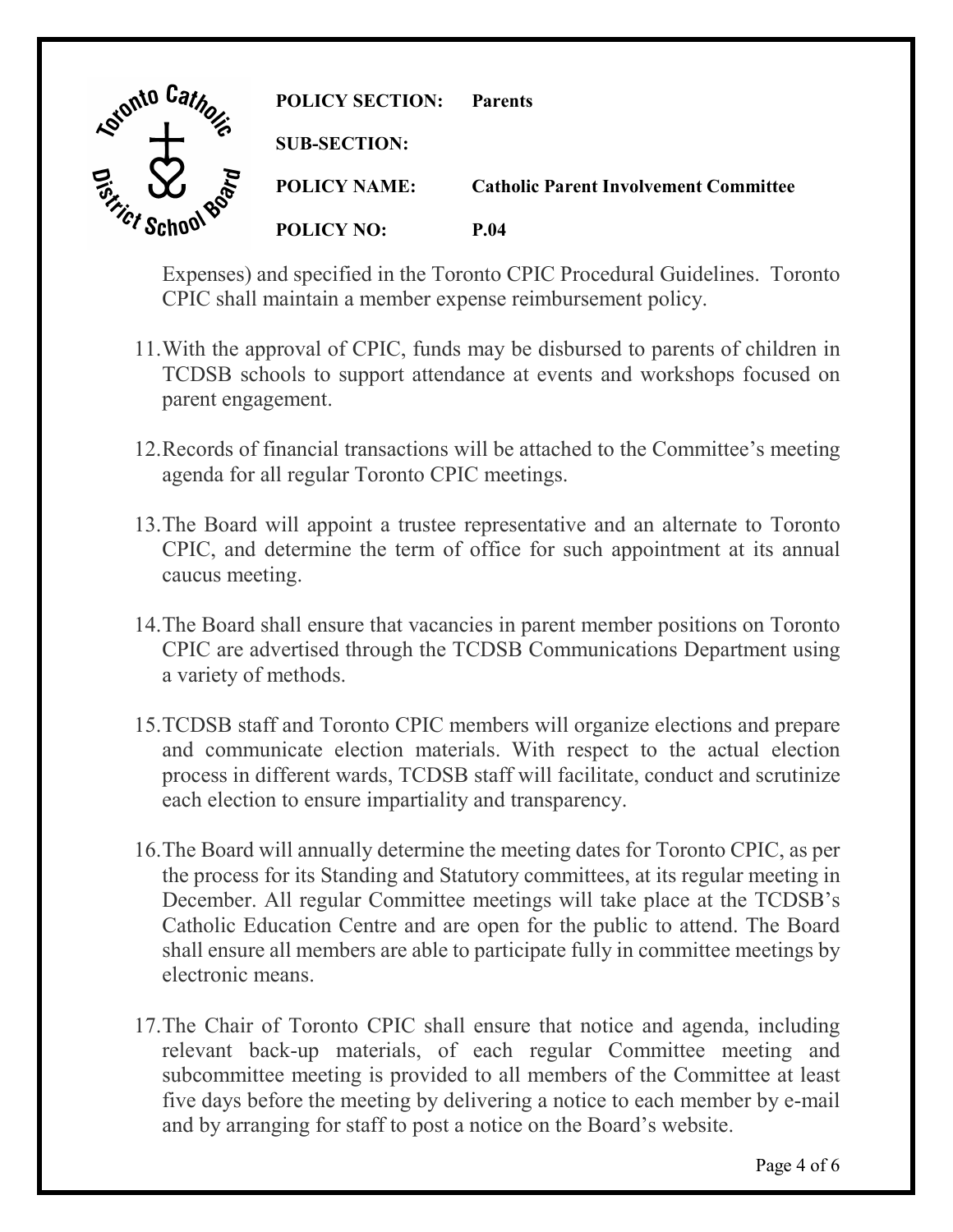Expenses) and specified in the Toronto CPIC Procedural Guidelines. Toronto CPIC shall maintain a member expense reimbursement policy.

11. With the approval of CPIC, funds may be disbursed to parents of children in TCDSB schools to support attendance at events and workshops focused on parent engagement.

12. Records of financial transactions will be attached to the Committee's meeting agenda for all regular Toronto CPIC meetings.

13. The Board will appoint a trustee representative and an alternate to Toronto CPIC, and determine the term of office for such appointment at its annual caucus meeting.

14. The Board shall ensure that vacancies in parent member positions on Toronto CPIC are advertised through the TCDSB Communications Department using a variety of methods.

15. TCDSB staff and Toronto CPIC members will organize elections and prepare and communicate election materials. With respect to the actual election process in different wards, TCDSB staff will facilitate, conduct and scrutinize each election to ensure impartiality and transparency.

16. The Board will annually determine the meeting dates for Toronto CPIC, as per the process for its Standing and Statutory committees, at its regular meeting in December. All regular Committee meetings will take place at the TCDSB's Catholic Education Centre and are open for the public to attend. The Board shall ensure all members are able to participate fully in committee meetings by electronic means.

17. The Chair of Toronto CPIC shall ensure that notice and agenda, including relevant back-up materials, of each regular Committee meeting and subcommittee meeting is provided to all members of the Committee at least five days before the meeting by delivering a notice to each member by e-mail and by arranging for staff to post a notice on the Board's website.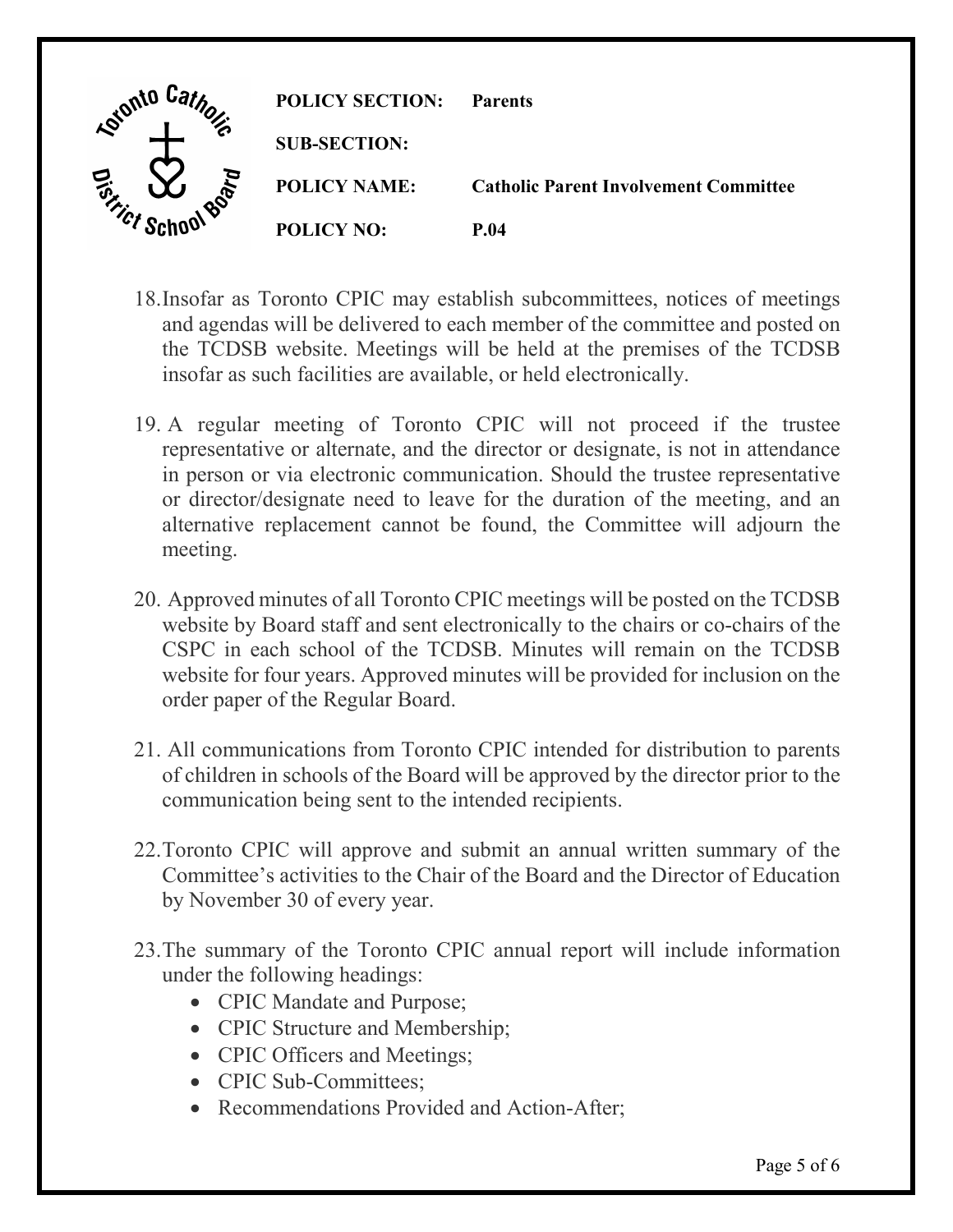| POLICY SECTION: | Parents |
| --- | --- |
| SUB-SECTION: | |
| POLICY NAME: | Catholic Parent Involvement Committee |
| POLICY NO: | P.04 |

18. Insofar as Toronto CPIC may establish subcommittees, notices of meetings and agendas will be delivered to each member of the committee and posted on the TCDSB website. Meetings will be held at the premises of the TCDSB insofar as such facilities are available, or held electronically.

19. A regular meeting of Toronto CPIC will not proceed if the trustee representative or alternate, and the director or designate, is not in attendance in person or via electronic communication. Should the trustee representative or director/designate need to leave for the duration of the meeting, and an alternative replacement cannot be found, the Committee will adjourn the meeting.

20. Approved minutes of all Toronto CPIC meetings will be posted on the TCDSB website by Board staff and sent electronically to the chairs or co-chairs of the CSPC in each school of the TCDSB. Minutes will remain on the TCDSB website for four years. Approved minutes will be provided for inclusion on the order paper of the Regular Board.

21. All communications from Toronto CPIC intended for distribution to parents of children in schools of the Board will be approved by the director prior to the communication being sent to the intended recipients.

22. Toronto CPIC will approve and submit an annual written summary of the Committee's activities to the Chair of the Board and the Director of Education by November 30 of every year.

23. The summary of the Toronto CPIC annual report will include information under the following headings:
    - CPIC Mandate and Purpose;
    - CPIC Structure and Membership;
    - CPIC Officers and Meetings;
    - CPIC Sub-Committees;
    - Recommendations Provided and Action-After;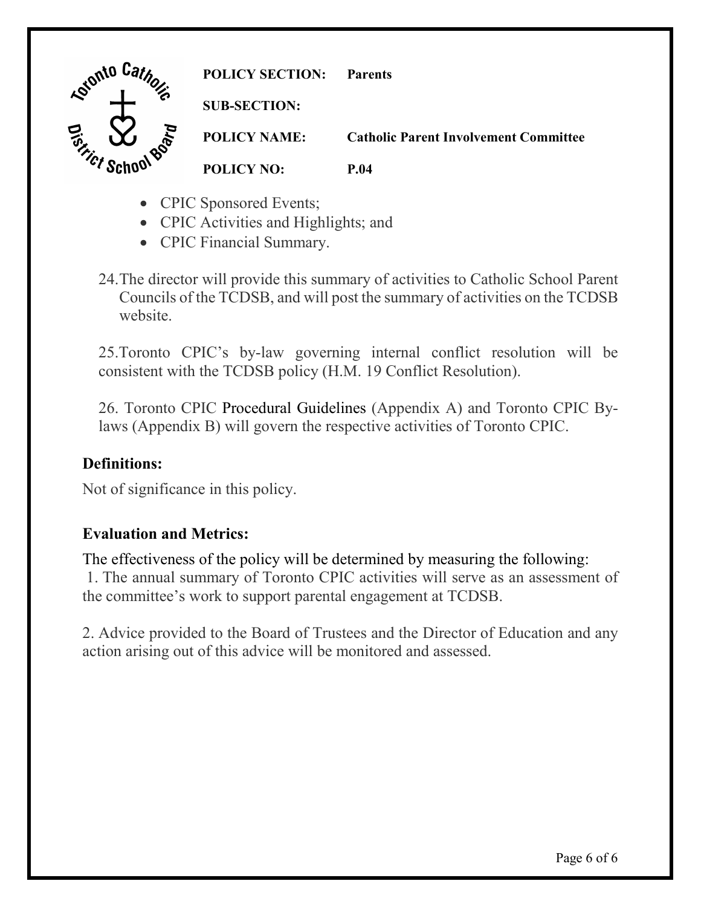- CPIC Sponsored Events;
- CPIC Activities and Highlights; and
- CPIC Financial Summary.

24. The director will provide this summary of activities to Catholic School Parent Councils of the TCDSB, and will post the summary of activities on the TCDSB website.

25. Toronto CPIC's by-law governing internal conflict resolution will be consistent with the TCDSB policy (H.M. 19 Conflict Resolution).

26. Toronto CPIC Procedural Guidelines (Appendix A) and Toronto CPIC By-laws (Appendix B) will govern the respective activities of Toronto CPIC.

## Definitions:

Not of significance in this policy.

## Evaluation and Metrics:

The effectiveness of the policy will be determined by measuring the following:

1. The annual summary of Toronto CPIC activities will serve as an assessment of the committee's work to support parental engagement at TCDSB.

2. Advice provided to the Board of Trustees and the Director of Education and any action arising out of this advice will be monitored and assessed.